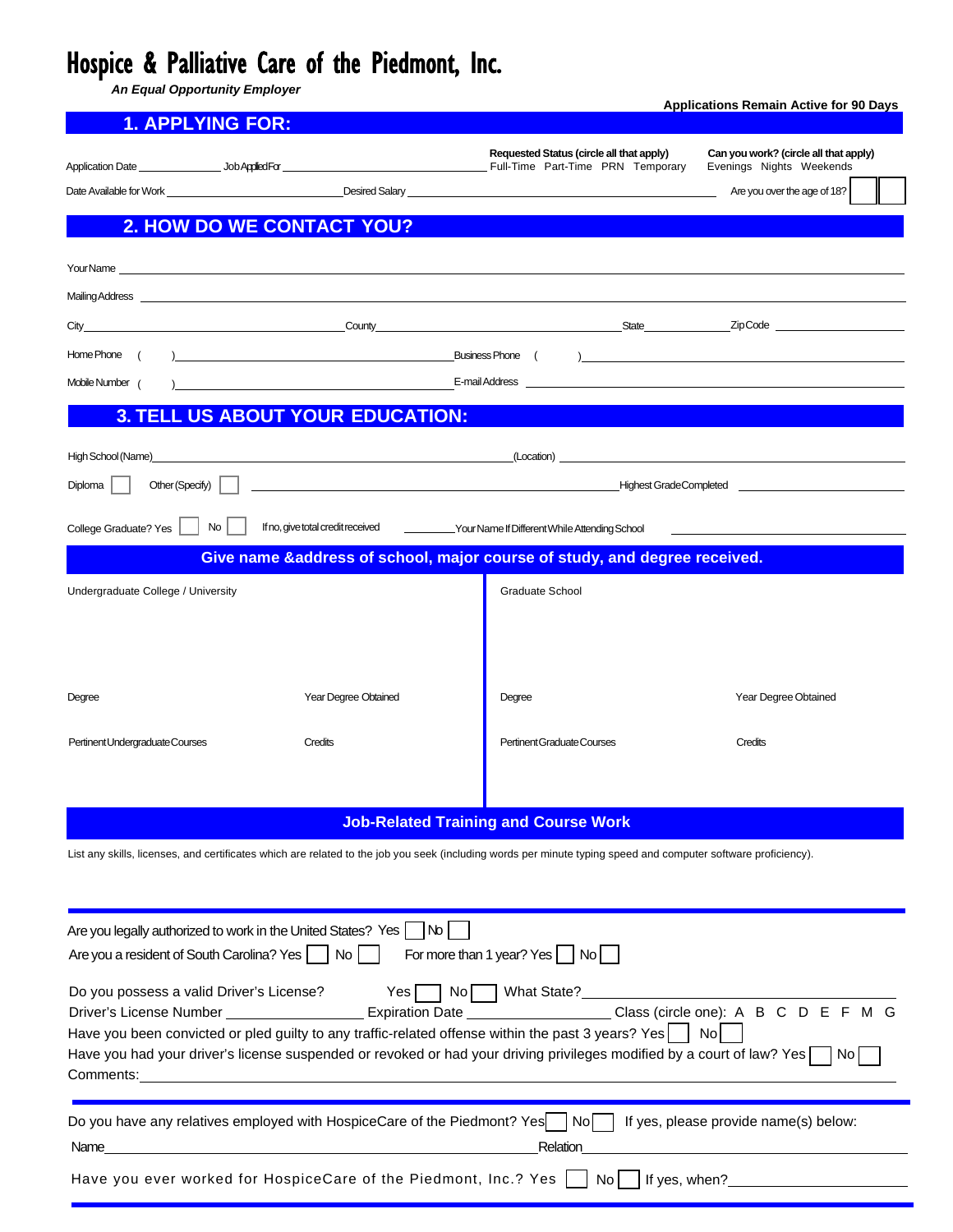# Hospice & Palliative Care of the Piedmont, Inc.

***An Equal Opportunity Employer***

**Applications Remain Active for 90 Days**

## 1. APPLYING FOR:

Application Date ______________ Job Applied For ______________________________

**Requested Status (circle all that apply)**
Full-Time Part-Time PRN Temporary

**Can you work? (circle all that apply)**
Evenings Nights Weekends

Date Available for Work ______________________ Desired Salary ______________________

Are you over the age of 18? ☐ ☐

## 2. HOW DO WE CONTACT YOU?

Your Name ______________________________________________________________

Mailing Address ______________________________________________________________

City ______________________ County ______________________ State __________ Zip Code __________

Home Phone ( ) ______________________ Business Phone ( ) ______________________

Mobile Number ( ) ______________________ E-mail Address ______________________

## 3. TELL US ABOUT YOUR EDUCATION:

High School (Name) ______________________ (Location) ______________________

Diploma ☐ Other (Specify) ☐ ______________________ Highest Grade Completed __________

College Graduate? Yes ☐ No ☐ If no, give total credit received ________ Your Name If Different While Attending School ______________________

### Give name &address of school, major course of study, and degree received.

| Undergraduate College / University | | Graduate School | |
|---|---|---|---|
| | | | |
| Degree | Year Degree Obtained | Degree | Year Degree Obtained |
| Pertinent Undergraduate Courses | Credits | Pertinent Graduate Courses | Credits |

### Job-Related Training and Course Work

List any skills, licenses, and certificates which are related to the job you seek (including words per minute typing speed and computer software proficiency).

______________________________________________________________

Are you legally authorized to work in the United States? Yes ☐ No ☐

Are you a resident of South Carolina? Yes ☐ No ☐ For more than 1 year? Yes ☐ No ☐

Do you possess a valid Driver's License? Yes ☐ No ☐ What State? ______________________

Driver's License Number ______________ Expiration Date ______________ Class (circle one): A B C D E F M G

Have you been convicted or pled guilty to any traffic-related offense within the past 3 years? Yes ☐ No ☐

Have you had your driver's license suspended or revoked or had your driving privileges modified by a court of law? Yes ☐ No ☐

Comments: ______________________________________________________________

Do you have any relatives employed with HospiceCare of the Piedmont? Yes ☐ No ☐ If yes, please provide name(s) below:

Name ______________________________ Relation ______________________________

Have you ever worked for HospiceCare of the Piedmont, Inc.? Yes ☐ No ☐ If yes, when? ______________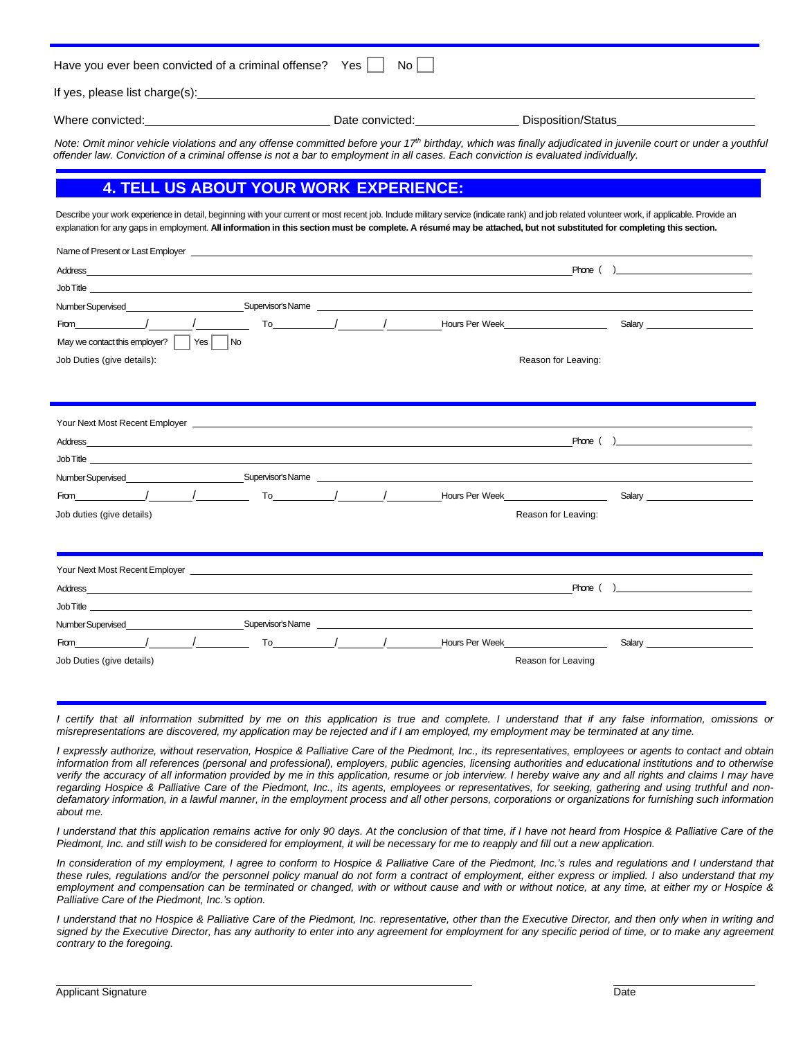Have you ever been convicted of a criminal offense? Yes ☐ No ☐

If yes, please list charge(s): ______________________________

Where convicted: ______________________ Date convicted: ______________ Disposition/Status ________________

*Note: Omit minor vehicle violations and any offense committed before your 17th birthday, which was finally adjudicated in juvenile court or under a youthful offender law. Conviction of a criminal offense is not a bar to employment in all cases. Each conviction is evaluated individually.*

## 4. TELL US ABOUT YOUR WORK EXPERIENCE:

Describe your work experience in detail, beginning with your current or most recent job. Include military service (indicate rank) and job related volunteer work, if applicable. Provide an explanation for any gaps in employment. **All information in this section must be complete. A résumé may be attached, but not substituted for completing this section.**

Name of Present or Last Employer ______________________________

Address ______________________________ Phone ( ) ______________

Job Title ______________________________

Number Supervised ______________ Supervisor's Name ______________________________

From ______ / ______ / ______ To ______ / ______ / ______ Hours Per Week ______________ Salary ______________

May we contact this employer? ☐ Yes ☐ No

Job Duties (give details): Reason for Leaving:

---

Your Next Most Recent Employer ______________________________

Address ______________________________ Phone ( ) ______________

Job Title ______________________________

Number Supervised ______________ Supervisor's Name ______________________________

From ______ / ______ / ______ To ______ / ______ / ______ Hours Per Week ______________ Salary ______________

Job duties (give details) Reason for Leaving:

---

Your Next Most Recent Employer ______________________________

Address ______________________________ Phone ( ) ______________

Job Title ______________________________

Number Supervised ______________ Supervisor's Name ______________________________

From ______ / ______ / ______ To ______ / ______ / ______ Hours Per Week ______________ Salary ______________

Job Duties (give details) Reason for Leaving

---

*I certify that all information submitted by me on this application is true and complete. I understand that if any false information, omissions or misrepresentations are discovered, my application may be rejected and if I am employed, my employment may be terminated at any time.*

*I expressly authorize, without reservation, Hospice & Palliative Care of the Piedmont, Inc., its representatives, employees or agents to contact and obtain information from all references (personal and professional), employers, public agencies, licensing authorities and educational institutions and to otherwise verify the accuracy of all information provided by me in this application, resume or job interview. I hereby waive any and all rights and claims I may have regarding Hospice & Palliative Care of the Piedmont, Inc., its agents, employees or representatives, for seeking, gathering and using truthful and non-defamatory information, in a lawful manner, in the employment process and all other persons, corporations or organizations for furnishing such information about me.*

*I understand that this application remains active for only 90 days. At the conclusion of that time, if I have not heard from Hospice & Palliative Care of the Piedmont, Inc. and still wish to be considered for employment, it will be necessary for me to reapply and fill out a new application.*

*In consideration of my employment, I agree to conform to Hospice & Palliative Care of the Piedmont, Inc.'s rules and regulations and I understand that these rules, regulations and/or the personnel policy manual do not form a contract of employment, either express or implied. I also understand that my employment and compensation can be terminated or changed, with or without cause and with or without notice, at any time, at either my or Hospice & Palliative Care of the Piedmont, Inc.'s option.*

*I understand that no Hospice & Palliative Care of the Piedmont, Inc. representative, other than the Executive Director, and then only when in writing and signed by the Executive Director, has any authority to enter into any agreement for employment for any specific period of time, or to make any agreement contrary to the foregoing.*

______________________________ ______________

Applicant Signature Date